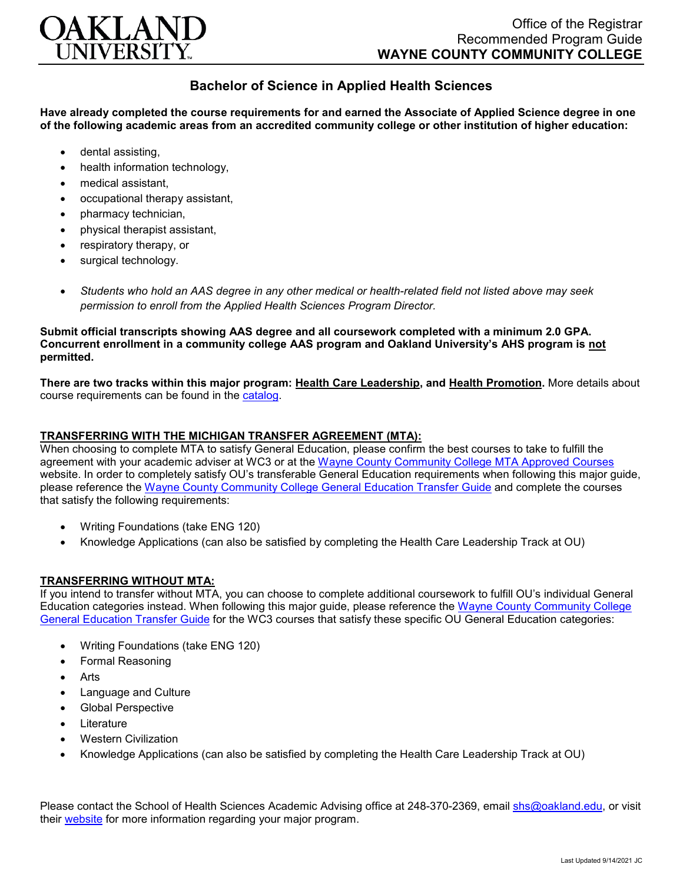OAKLAND UNIVERSITY

Office of the Registrar
Recommended Program Guide
**WAYNE COUNTY COMMUNITY COLLEGE**

# Bachelor of Science in Applied Health Sciences

**Have already completed the course requirements for and earned the Associate of Applied Science degree in one of the following academic areas from an accredited community college or other institution of higher education:**

- dental assisting,
- health information technology,
- medical assistant,
- occupational therapy assistant,
- pharmacy technician,
- physical therapist assistant,
- respiratory therapy, or
- surgical technology.

- *Students who hold an AAS degree in any other medical or health-related field not listed above may seek permission to enroll from the Applied Health Sciences Program Director.*

**Submit official transcripts showing AAS degree and all coursework completed with a minimum 2.0 GPA. Concurrent enrollment in a community college AAS program and Oakland University's AHS program is not permitted.**

**There are two tracks within this major program: Health Care Leadership, and Health Promotion.** More details about course requirements can be found in the catalog.

## TRANSFERRING WITH THE MICHIGAN TRANSFER AGREEMENT (MTA):

When choosing to complete MTA to satisfy General Education, please confirm the best courses to take to fulfill the agreement with your academic adviser at WC3 or at the Wayne County Community College MTA Approved Courses website. In order to completely satisfy OU's transferable General Education requirements when following this major guide, please reference the Wayne County Community College General Education Transfer Guide and complete the courses that satisfy the following requirements:

- Writing Foundations (take ENG 120)
- Knowledge Applications (can also be satisfied by completing the Health Care Leadership Track at OU)

## TRANSFERRING WITHOUT MTA:

If you intend to transfer without MTA, you can choose to complete additional coursework to fulfill OU's individual General Education categories instead. When following this major guide, please reference the Wayne County Community College General Education Transfer Guide for the WC3 courses that satisfy these specific OU General Education categories:

- Writing Foundations (take ENG 120)
- Formal Reasoning
- Arts
- Language and Culture
- Global Perspective
- Literature
- Western Civilization
- Knowledge Applications (can also be satisfied by completing the Health Care Leadership Track at OU)

Please contact the School of Health Sciences Academic Advising office at 248-370-2369, email shs@oakland.edu, or visit their website for more information regarding your major program.

Last Updated 9/14/2021 JC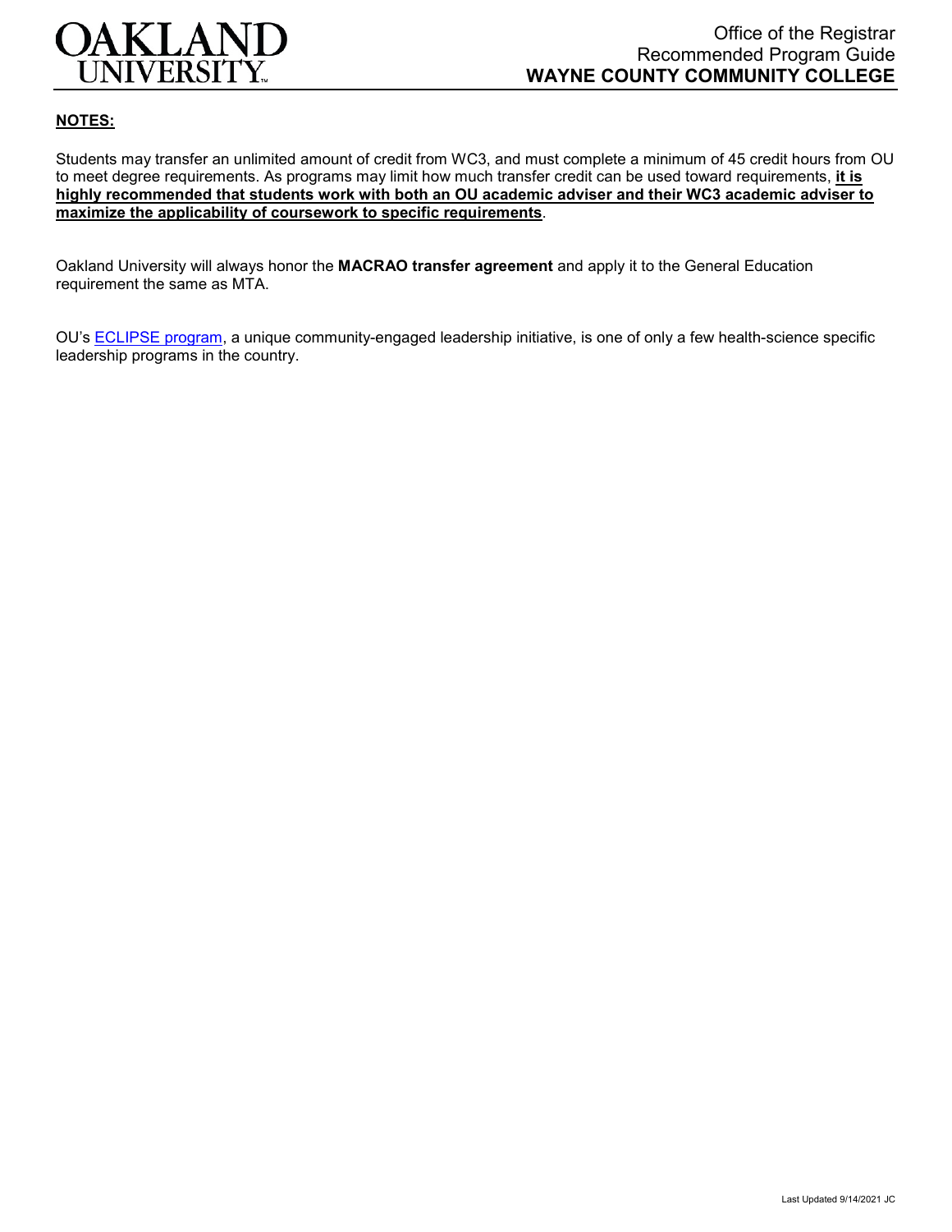**NOTES:**

Students may transfer an unlimited amount of credit from WC3, and must complete a minimum of 45 credit hours from OU to meet degree requirements. As programs may limit how much transfer credit can be used toward requirements, **it is highly recommended that students work with both an OU academic adviser and their WC3 academic adviser to maximize the applicability of coursework to specific requirements**.

Oakland University will always honor the **MACRAO transfer agreement** and apply it to the General Education requirement the same as MTA.

OU's ECLIPSE program, a unique community-engaged leadership initiative, is one of only a few health-science specific leadership programs in the country.